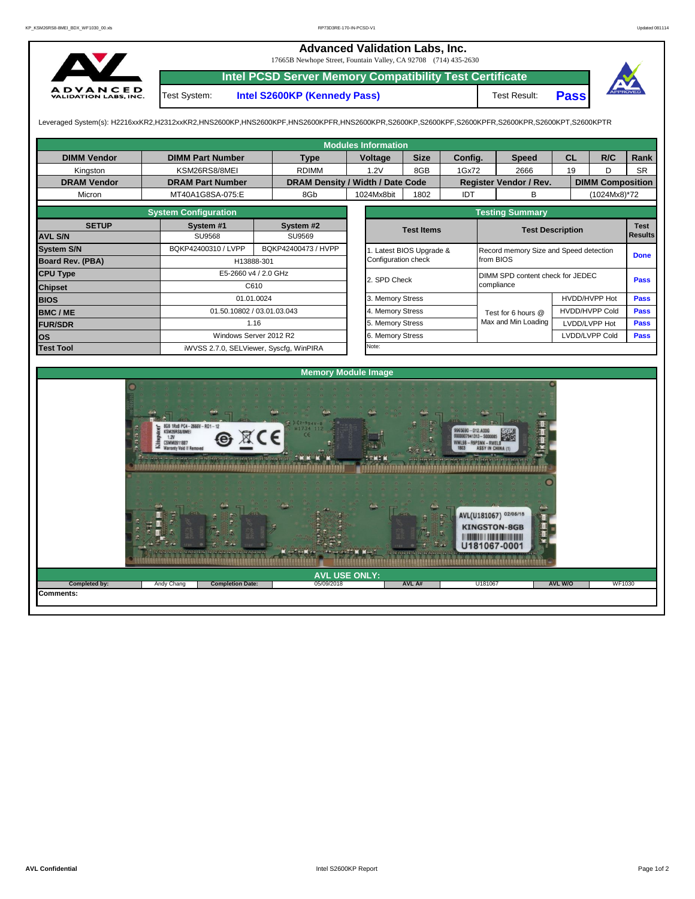# Advanced Validation Labs, Inc.

17665B Newhope Street, Fountain Valley, CA 92708 (714) 435-2630

## Intel PCSD Server Memory Compatibility Test Certificate

| Test System: | Intel S2600KP (Kennedy Pass) | Test Result: | Pass |
|---|---|---|---|

Leveraged System(s): H2216xxKR2,H2312xxKR2,HNS2600KP,HNS2600KPF,HNS2600KPFR,HNS2600KPR,S2600KP,S2600KPF,S2600KPFR,S2600KPR,S2600KPT,S2600KPTR

### Modules Information

| DIMM Vendor | DIMM Part Number | Type | Voltage | Size | Config. | Speed | CL | R/C | Rank |
|---|---|---|---|---|---|---|---|---|---|
| Kingston | KSM26RS8/8MEI | RDIMM | 1.2V | 8GB | 1Gx72 | 2666 | 19 | D | SR |
| **DRAM Vendor** | **DRAM Part Number** | **DRAM Density / Width / Date Code** | | | **Register Vendor / Rev.** | | **DIMM Composition** | | |
| Micron | MT40A1G8SA-075:E | 8Gb | 1024Mx8bit | 1802 | IDT | B | (1024Mx8)*72 | | |

### System Configuration

| SETUP | System #1 | System #2 |
|---|---|---|
| AVL S/N | SU9568 | SU9569 |
| System S/N | BQKP42400310 / LVPP | BQKP42400473 / HVPP |
| Board Rev. (PBA) | H13888-301 | |
| CPU Type | E5-2660 v4 / 2.0 GHz | |
| Chipset | C610 | |
| BIOS | 01.01.0024 | |
| BMC / ME | 01.50.10802 / 03.01.03.043 | |
| FUR/SDR | 1.16 | |
| OS | Windows Server 2012 R2 | |
| Test Tool | iWVSS 2.7.0, SELViewer, Syscfg, WinPIRA | |

### Testing Summary

| Test Items | Test Description | | Test Results |
|---|---|---|---|
| 1. Latest BIOS Upgrade & Configuration check | Record memory Size and Speed detection from BIOS | | Done |
| 2. SPD Check | DIMM SPD content check for JEDEC compliance | | Pass |
| 3. Memory Stress | Test for 6 hours @ Max and Min Loading | HVDD/HVPP Hot | Pass |
| 4. Memory Stress | | HVDD/HVPP Cold | Pass |
| 5. Memory Stress | | LVDD/LVPP Hot | Pass |
| 6. Memory Stress | | LVDD/LVPP Cold | Pass |
| Note: | | | |

### Memory Module Image

### AVL USE ONLY:

| Completed by: | Andy Chang | Completion Date: | 05/09/2018 | AVL A# | U181067 | AVL W/O | WF1030 |
|---|---|---|---|---|---|---|---|

**Comments:**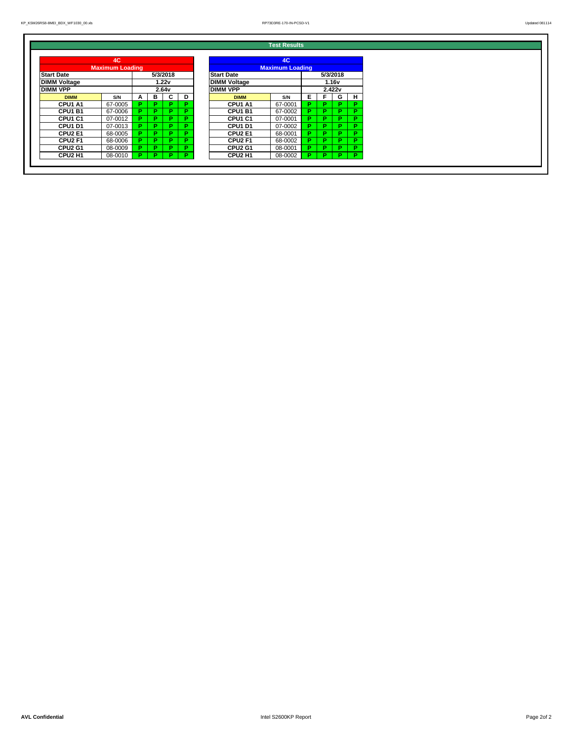## Test Results

| 4C Maximum Loading | | | | | |
|---|---|---|---|---|---|
| Start Date | | 5/3/2018 | | | |
| DIMM Voltage | | 1.22v | | | |
| DIMM VPP | | 2.64v | | | |
| DIMM | S/N | A | B | C | D |
| CPU1 A1 | 67-0005 | P | P | P | P |
| CPU1 B1 | 67-0006 | P | P | P | P |
| CPU1 C1 | 07-0012 | P | P | P | P |
| CPU1 D1 | 07-0013 | P | P | P | P |
| CPU2 E1 | 68-0005 | P | P | P | P |
| CPU2 F1 | 68-0006 | P | P | P | P |
| CPU2 G1 | 08-0009 | P | P | P | P |
| CPU2 H1 | 08-0010 | P | P | P | P |

| 4C Maximum Loading | | | | | |
|---|---|---|---|---|---|
| Start Date | | 5/3/2018 | | | |
| DIMM Voltage | | 1.16v | | | |
| DIMM VPP | | 2.422v | | | |
| DIMM | S/N | E | F | G | H |
| CPU1 A1 | 67-0001 | P | P | P | P |
| CPU1 B1 | 67-0002 | P | P | P | P |
| CPU1 C1 | 07-0001 | P | P | P | P |
| CPU1 D1 | 07-0002 | P | P | P | P |
| CPU2 E1 | 68-0001 | P | P | P | P |
| CPU2 F1 | 68-0002 | P | P | P | P |
| CPU2 G1 | 08-0001 | P | P | P | P |
| CPU2 H1 | 08-0002 | P | P | P | P |